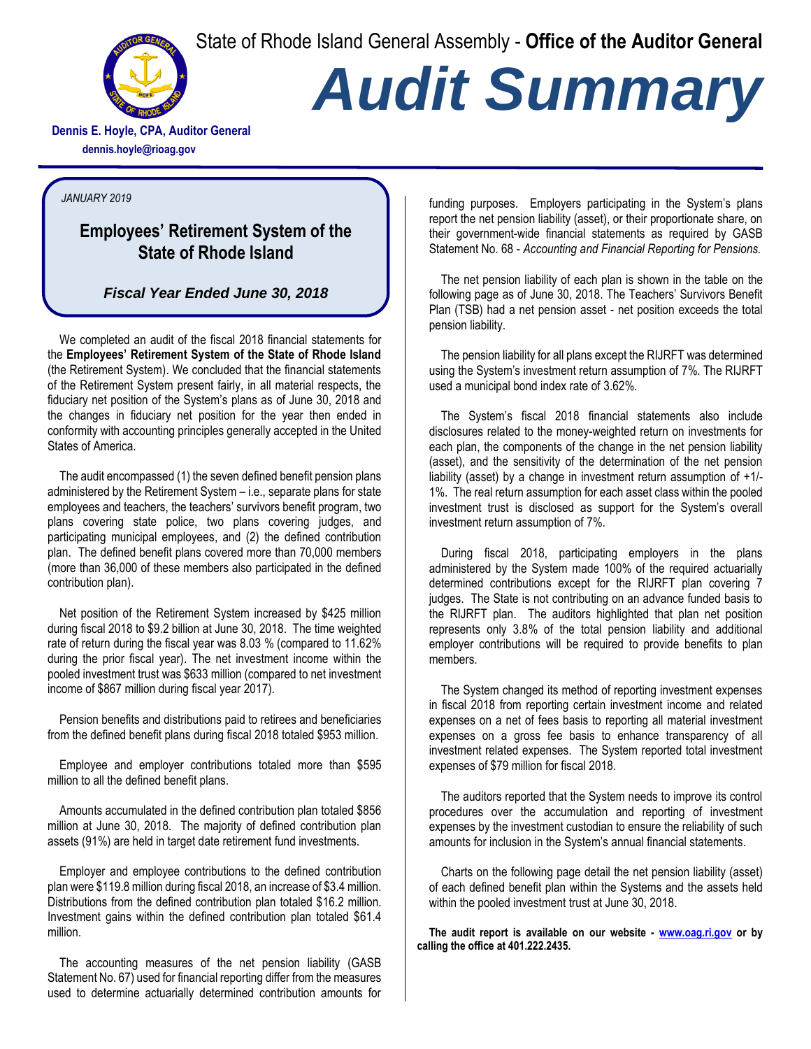State of Rhode Island General Assembly - **Office of the Auditor General**

# Audit Summary

**Dennis E. Hoyle, CPA, Auditor General**
**dennis.hoyle@rioag.gov**

*JANUARY 2019*

## Employees' Retirement System of the State of Rhode Island

### *Fiscal Year Ended June 30, 2018*

We completed an audit of the fiscal 2018 financial statements for the **Employees' Retirement System of the State of Rhode Island** (the Retirement System). We concluded that the financial statements of the Retirement System present fairly, in all material respects, the fiduciary net position of the System's plans as of June 30, 2018 and the changes in fiduciary net position for the year then ended in conformity with accounting principles generally accepted in the United States of America.

The audit encompassed (1) the seven defined benefit pension plans administered by the Retirement System – i.e., separate plans for state employees and teachers, the teachers' survivors benefit program, two plans covering state police, two plans covering judges, and participating municipal employees, and (2) the defined contribution plan. The defined benefit plans covered more than 70,000 members (more than 36,000 of these members also participated in the defined contribution plan).

Net position of the Retirement System increased by $425 million during fiscal 2018 to $9.2 billion at June 30, 2018. The time weighted rate of return during the fiscal year was 8.03 % (compared to 11.62% during the prior fiscal year). The net investment income within the pooled investment trust was $633 million (compared to net investment income of $867 million during fiscal year 2017).

Pension benefits and distributions paid to retirees and beneficiaries from the defined benefit plans during fiscal 2018 totaled $953 million.

Employee and employer contributions totaled more than $595 million to all the defined benefit plans.

Amounts accumulated in the defined contribution plan totaled $856 million at June 30, 2018. The majority of defined contribution plan assets (91%) are held in target date retirement fund investments.

Employer and employee contributions to the defined contribution plan were $119.8 million during fiscal 2018, an increase of $3.4 million. Distributions from the defined contribution plan totaled $16.2 million. Investment gains within the defined contribution plan totaled $61.4 million.

The accounting measures of the net pension liability (GASB Statement No. 67) used for financial reporting differ from the measures used to determine actuarially determined contribution amounts for funding purposes. Employers participating in the System's plans report the net pension liability (asset), or their proportionate share, on their government-wide financial statements as required by GASB Statement No. 68 - *Accounting and Financial Reporting for Pensions.*

The net pension liability of each plan is shown in the table on the following page as of June 30, 2018. The Teachers' Survivors Benefit Plan (TSB) had a net pension asset - net position exceeds the total pension liability.

The pension liability for all plans except the RIJRFT was determined using the System's investment return assumption of 7%. The RIJRFT used a municipal bond index rate of 3.62%.

The System's fiscal 2018 financial statements also include disclosures related to the money-weighted return on investments for each plan, the components of the change in the net pension liability (asset), and the sensitivity of the determination of the net pension liability (asset) by a change in investment return assumption of +1/-1%. The real return assumption for each asset class within the pooled investment trust is disclosed as support for the System's overall investment return assumption of 7%.

During fiscal 2018, participating employers in the plans administered by the System made 100% of the required actuarially determined contributions except for the RIJRFT plan covering 7 judges. The State is not contributing on an advance funded basis to the RIJRFT plan. The auditors highlighted that plan net position represents only 3.8% of the total pension liability and additional employer contributions will be required to provide benefits to plan members.

The System changed its method of reporting investment expenses in fiscal 2018 from reporting certain investment income and related expenses on a net of fees basis to reporting all material investment expenses on a gross fee basis to enhance transparency of all investment related expenses. The System reported total investment expenses of $79 million for fiscal 2018.

The auditors reported that the System needs to improve its control procedures over the accumulation and reporting of investment expenses by the investment custodian to ensure the reliability of such amounts for inclusion in the System's annual financial statements.

Charts on the following page detail the net pension liability (asset) of each defined benefit plan within the Systems and the assets held within the pooled investment trust at June 30, 2018.

**The audit report is available on our website - [www.oag.ri.gov](http://www.oag.ri.gov) or by calling the office at 401.222.2435.**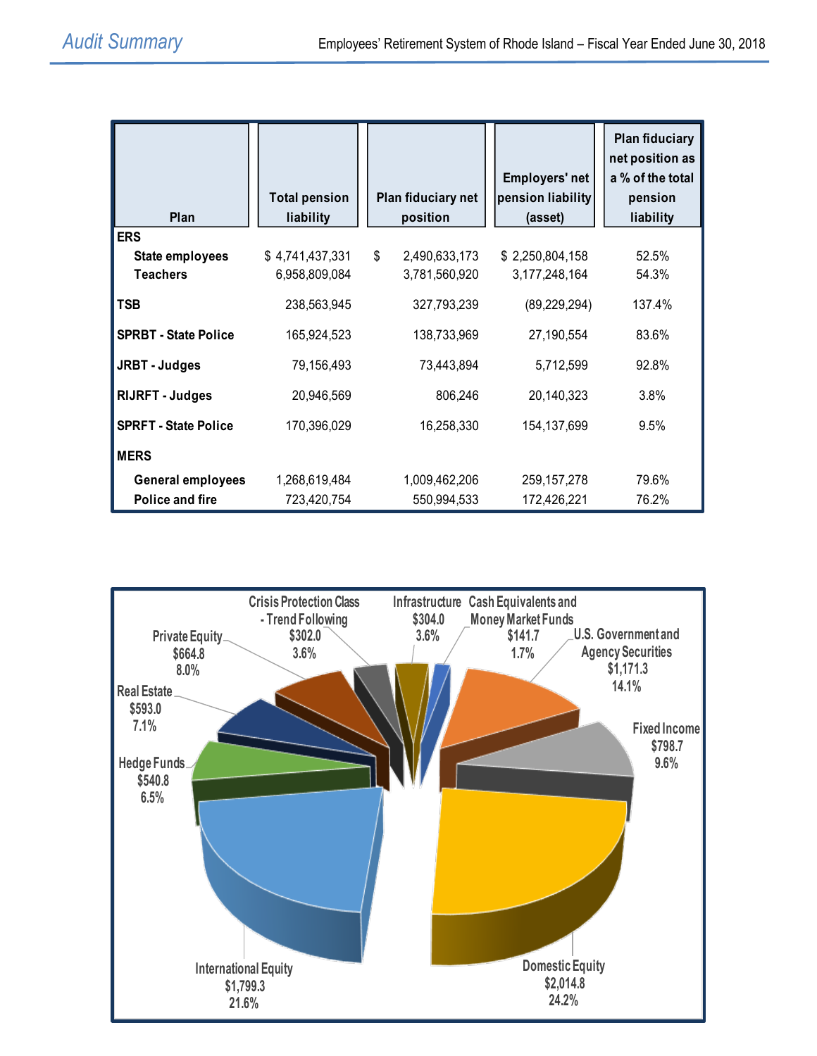| Plan | Total pension liability | Plan fiduciary net position | Employers' net pension liability (asset) | Plan fiduciary net position as a % of the total pension liability |
|---|---|---|---|---|
| **ERS** | | | | |
| **State employees** | $ 4,741,437,331 | $ 2,490,633,173 | $ 2,250,804,158 | 52.5% |
| **Teachers** | 6,958,809,084 | 3,781,560,920 | 3,177,248,164 | 54.3% |
| **TSB** | 238,563,945 | 327,793,239 | (89,229,294) | 137.4% |
| **SPRBT - State Police** | 165,924,523 | 138,733,969 | 27,190,554 | 83.6% |
| **JRBT - Judges** | 79,156,493 | 73,443,894 | 5,712,599 | 92.8% |
| **RIJRFT - Judges** | 20,946,569 | 806,246 | 20,140,323 | 3.8% |
| **SPRFT - State Police** | 170,396,029 | 16,258,330 | 154,137,699 | 9.5% |
| **MERS** | | | | |
| **General employees** | 1,268,619,484 | 1,009,462,206 | 259,157,278 | 79.6% |
| **Police and fire** | 723,420,754 | 550,994,533 | 172,426,221 | 76.2% |

Crisis Protection Class - Trend Following
$302.0
3.6%

Infrastructure
$304.0
3.6%

Cash Equivalents and Money Market Funds
$141.7
1.7%

U.S. Government and Agency Securities
$1,171.3
14.1%

Private Equity
$664.8
8.0%

Real Estate
$593.0
7.1%

Fixed Income
$798.7
9.6%

Hedge Funds
$540.8
6.5%

International Equity
$1,799.3
21.6%

Domestic Equity
$2,014.8
24.2%